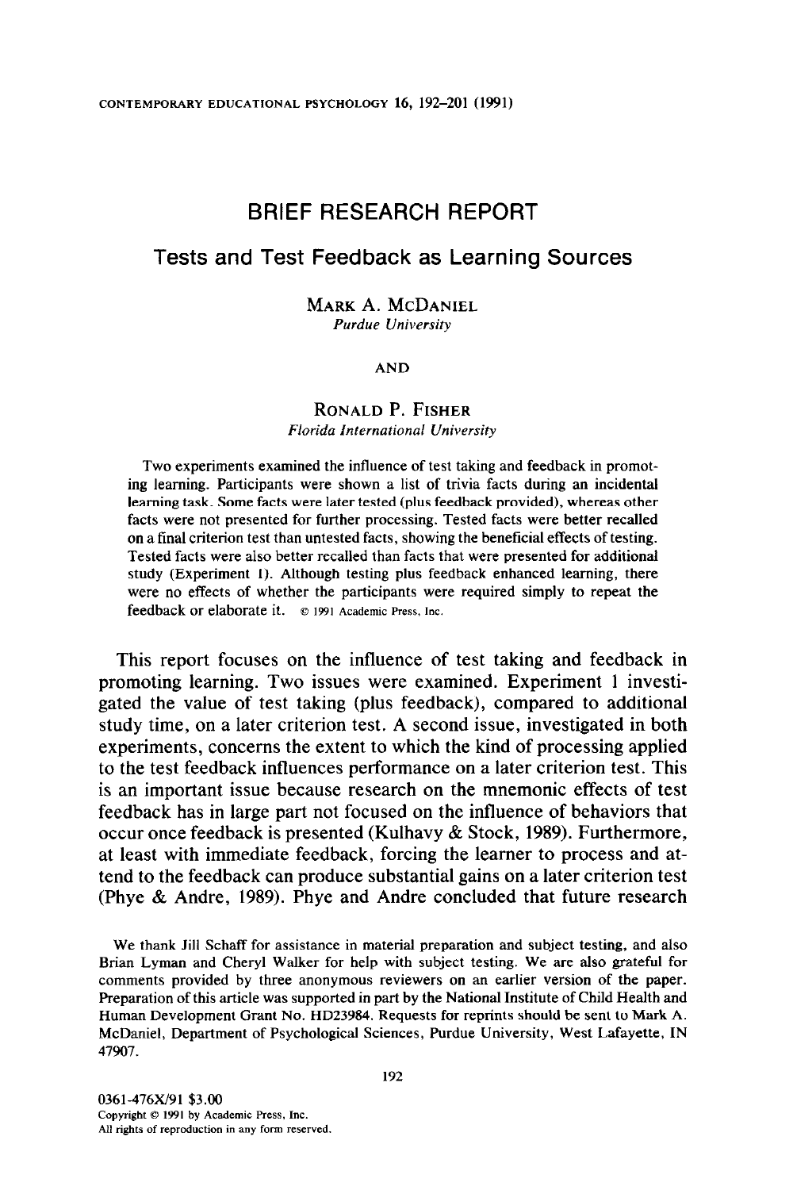# BRIEF RESEARCH REPORT

## Tests and Test Feedback as Learning Sources

MARK A. MCDANIEL
*Purdue University*

AND

RONALD P. FISHER
*Florida International University*

Two experiments examined the influence of test taking and feedback in promoting learning. Participants were shown a list of trivia facts during an incidental learning task. Some facts were later tested (plus feedback provided), whereas other facts were not presented for further processing. Tested facts were better recalled on a final criterion test than untested facts, showing the beneficial effects of testing. Tested facts were also better recalled than facts that were presented for additional study (Experiment 1). Although testing plus feedback enhanced learning, there were no effects of whether the participants were required simply to repeat the feedback or elaborate it. © 1991 Academic Press, Inc.

This report focuses on the influence of test taking and feedback in promoting learning. Two issues were examined. Experiment 1 investigated the value of test taking (plus feedback), compared to additional study time, on a later criterion test. A second issue, investigated in both experiments, concerns the extent to which the kind of processing applied to the test feedback influences performance on a later criterion test. This is an important issue because research on the mnemonic effects of test feedback has in large part not focused on the influence of behaviors that occur once feedback is presented (Kulhavy & Stock, 1989). Furthermore, at least with immediate feedback, forcing the learner to process and attend to the feedback can produce substantial gains on a later criterion test (Phye & Andre, 1989). Phye and Andre concluded that future research

We thank Jill Schaff for assistance in material preparation and subject testing, and also Brian Lyman and Cheryl Walker for help with subject testing. We are also grateful for comments provided by three anonymous reviewers on an earlier version of the paper. Preparation of this article was supported in part by the National Institute of Child Health and Human Development Grant No. HD23984. Requests for reprints should be sent to Mark A. McDaniel, Department of Psychological Sciences, Purdue University, West Lafayette, IN 47907.

0361-476X/91 $3.00
Copyright © 1991 by Academic Press, Inc.
All rights of reproduction in any form reserved.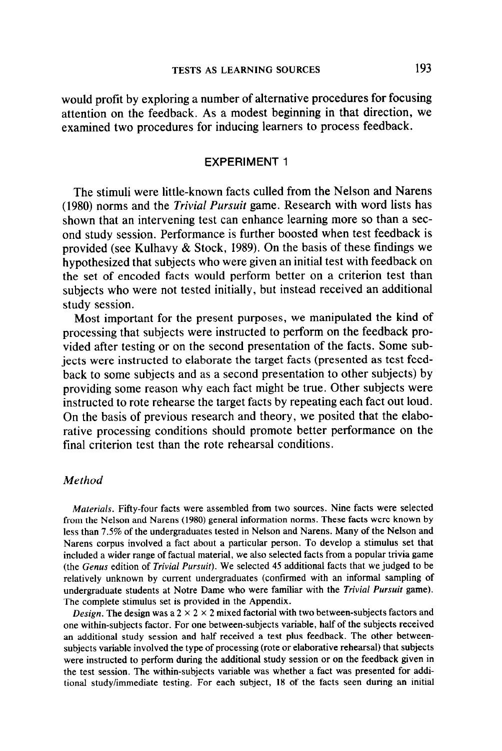would profit by exploring a number of alternative procedures for focusing attention on the feedback. As a modest beginning in that direction, we examined two procedures for inducing learners to process feedback.

## EXPERIMENT 1

The stimuli were little-known facts culled from the Nelson and Narens (1980) norms and the *Trivial Pursuit* game. Research with word lists has shown that an intervening test can enhance learning more so than a second study session. Performance is further boosted when test feedback is provided (see Kulhavy & Stock, 1989). On the basis of these findings we hypothesized that subjects who were given an initial test with feedback on the set of encoded facts would perform better on a criterion test than subjects who were not tested initially, but instead received an additional study session.

Most important for the present purposes, we manipulated the kind of processing that subjects were instructed to perform on the feedback provided after testing or on the second presentation of the facts. Some subjects were instructed to elaborate the target facts (presented as test feedback to some subjects and as a second presentation to other subjects) by providing some reason why each fact might be true. Other subjects were instructed to rote rehearse the target facts by repeating each fact out loud. On the basis of previous research and theory, we posited that the elaborative processing conditions should promote better performance on the final criterion test than the rote rehearsal conditions.

### *Method*

*Materials.* Fifty-four facts were assembled from two sources. Nine facts were selected from the Nelson and Narens (1980) general information norms. These facts were known by less than 7.5% of the undergraduates tested in Nelson and Narens. Many of the Nelson and Narens corpus involved a fact about a particular person. To develop a stimulus set that included a wider range of factual material, we also selected facts from a popular trivia game (the *Genus* edition of *Trivial Pursuit*). We selected 45 additional facts that we judged to be relatively unknown by current undergraduates (confirmed with an informal sampling of undergraduate students at Notre Dame who were familiar with the *Trivial Pursuit* game). The complete stimulus set is provided in the Appendix.

*Design.* The design was a 2 × 2 × 2 mixed factorial with two between-subjects factors and one within-subjects factor. For one between-subjects variable, half of the subjects received an additional study session and half received a test plus feedback. The other between-subjects variable involved the type of processing (rote or elaborative rehearsal) that subjects were instructed to perform during the additional study session or on the feedback given in the test session. The within-subjects variable was whether a fact was presented for additional study/immediate testing. For each subject, 18 of the facts seen during an initial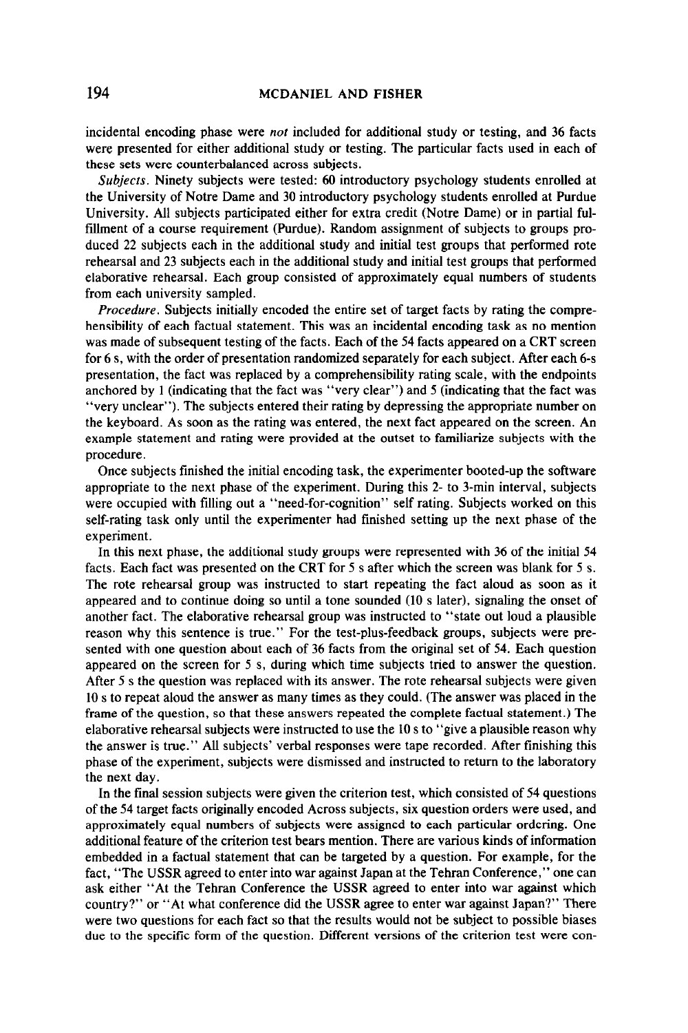incidental encoding phase were *not* included for additional study or testing, and 36 facts were presented for either additional study or testing. The particular facts used in each of these sets were counterbalanced across subjects.

*Subjects.* Ninety subjects were tested: 60 introductory psychology students enrolled at the University of Notre Dame and 30 introductory psychology students enrolled at Purdue University. All subjects participated either for extra credit (Notre Dame) or in partial fulfillment of a course requirement (Purdue). Random assignment of subjects to groups produced 22 subjects each in the additional study and initial test groups that performed rote rehearsal and 23 subjects each in the additional study and initial test groups that performed elaborative rehearsal. Each group consisted of approximately equal numbers of students from each university sampled.

*Procedure.* Subjects initially encoded the entire set of target facts by rating the comprehensibility of each factual statement. This was an incidental encoding task as no mention was made of subsequent testing of the facts. Each of the 54 facts appeared on a CRT screen for 6 s, with the order of presentation randomized separately for each subject. After each 6-s presentation, the fact was replaced by a comprehensibility rating scale, with the endpoints anchored by 1 (indicating that the fact was "very clear") and 5 (indicating that the fact was "very unclear"). The subjects entered their rating by depressing the appropriate number on the keyboard. As soon as the rating was entered, the next fact appeared on the screen. An example statement and rating were provided at the outset to familiarize subjects with the procedure.

Once subjects finished the initial encoding task, the experimenter booted-up the software appropriate to the next phase of the experiment. During this 2- to 3-min interval, subjects were occupied with filling out a "need-for-cognition" self rating. Subjects worked on this self-rating task only until the experimenter had finished setting up the next phase of the experiment.

In this next phase, the additional study groups were represented with 36 of the initial 54 facts. Each fact was presented on the CRT for 5 s after which the screen was blank for 5 s. The rote rehearsal group was instructed to start repeating the fact aloud as soon as it appeared and to continue doing so until a tone sounded (10 s later), signaling the onset of another fact. The elaborative rehearsal group was instructed to "state out loud a plausible reason why this sentence is true." For the test-plus-feedback groups, subjects were presented with one question about each of 36 facts from the original set of 54. Each question appeared on the screen for 5 s, during which time subjects tried to answer the question. After 5 s the question was replaced with its answer. The rote rehearsal subjects were given 10 s to repeat aloud the answer as many times as they could. (The answer was placed in the frame of the question, so that these answers repeated the complete factual statement.) The elaborative rehearsal subjects were instructed to use the 10 s to "give a plausible reason why the answer is true." All subjects' verbal responses were tape recorded. After finishing this phase of the experiment, subjects were dismissed and instructed to return to the laboratory the next day.

In the final session subjects were given the criterion test, which consisted of 54 questions of the 54 target facts originally encoded Across subjects, six question orders were used, and approximately equal numbers of subjects were assigned to each particular ordering. One additional feature of the criterion test bears mention. There are various kinds of information embedded in a factual statement that can be targeted by a question. For example, for the fact, "The USSR agreed to enter into war against Japan at the Tehran Conference," one can ask either "At the Tehran Conference the USSR agreed to enter into war against which country?" or "At what conference did the USSR agree to enter war against Japan?" There were two questions for each fact so that the results would not be subject to possible biases due to the specific form of the question. Different versions of the criterion test were con-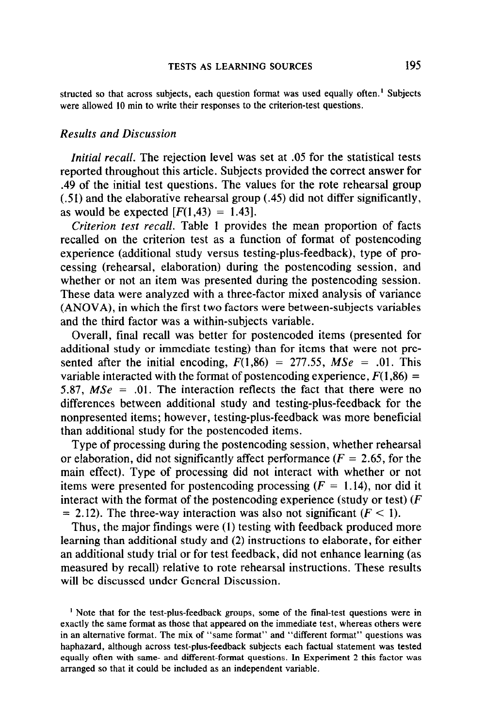structed so that across subjects, each question format was used equally often.[1] Subjects were allowed 10 min to write their responses to the criterion-test questions.

### *Results and Discussion*

*Initial recall.* The rejection level was set at .05 for the statistical tests reported throughout this article. Subjects provided the correct answer for .49 of the initial test questions. The values for the rote rehearsal group (.51) and the elaborative rehearsal group (.45) did not differ significantly, as would be expected [$F(1,43) = 1.43$].

*Criterion test recall.* Table 1 provides the mean proportion of facts recalled on the criterion test as a function of format of postencoding experience (additional study versus testing-plus-feedback), type of processing (rehearsal, elaboration) during the postencoding session, and whether or not an item was presented during the postencoding session. These data were analyzed with a three-factor mixed analysis of variance (ANOVA), in which the first two factors were between-subjects variables and the third factor was a within-subjects variable.

Overall, final recall was better for postencoded items (presented for additional study or immediate testing) than for items that were not presented after the initial encoding, $F(1,86) = 277.55$, $MSe = .01$. This variable interacted with the format of postencoding experience, $F(1,86) = 5.87$, $MSe = .01$. The interaction reflects the fact that there were no differences between additional study and testing-plus-feedback for the nonpresented items; however, testing-plus-feedback was more beneficial than additional study for the postencoded items.

Type of processing during the postencoding session, whether rehearsal or elaboration, did not significantly affect performance ($F = 2.65$, for the main effect). Type of processing did not interact with whether or not items were presented for postencoding processing ($F = 1.14$), nor did it interact with the format of the postencoding experience (study or test) ($F = 2.12$). The three-way interaction was also not significant ($F < 1$).

Thus, the major findings were (1) testing with feedback produced more learning than additional study and (2) instructions to elaborate, for either an additional study trial or for test feedback, did not enhance learning (as measured by recall) relative to rote rehearsal instructions. These results will be discussed under General Discussion.

[1] Note that for the test-plus-feedback groups, some of the final-test questions were in exactly the same format as those that appeared on the immediate test, whereas others were in an alternative format. The mix of "same format" and "different format" questions was haphazard, although across test-plus-feedback subjects each factual statement was tested equally often with same- and different-format questions. In Experiment 2 this factor was arranged so that it could be included as an independent variable.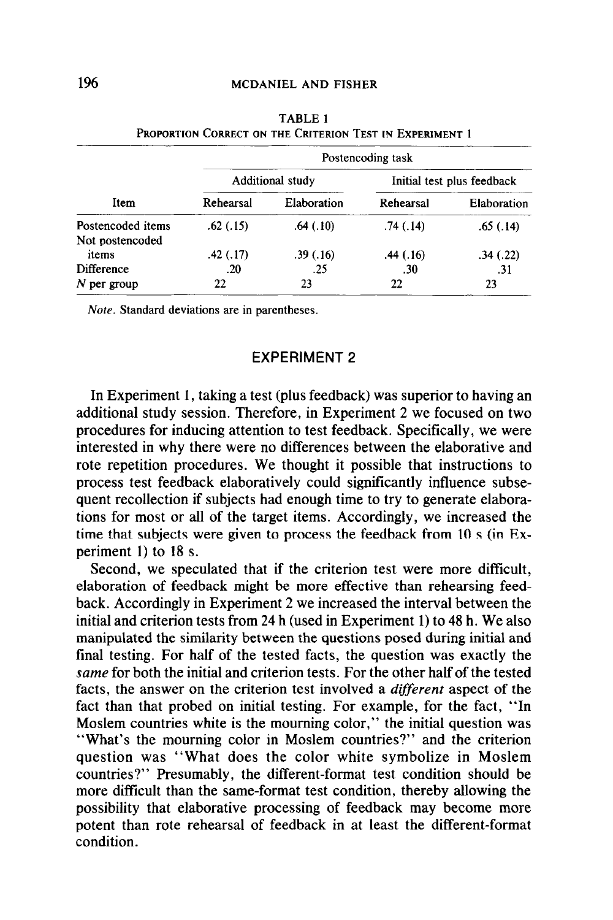TABLE 1
PROPORTION CORRECT ON THE CRITERION TEST IN EXPERIMENT 1

| | Postencoding task | | | |
|---|---|---|---|---|
| | Additional study | | Initial test plus feedback | |
| Item | Rehearsal | Elaboration | Rehearsal | Elaboration |
| Postencoded items | .62 (.15) | .64 (.10) | .74 (.14) | .65 (.14) |
| Not postencoded items | .42 (.17) | .39 (.16) | .44 (.16) | .34 (.22) |
| Difference | .20 | .25 | .30 | .31 |
| *N* per group | 22 | 23 | 22 | 23 |

*Note*. Standard deviations are in parentheses.

## EXPERIMENT 2

In Experiment 1, taking a test (plus feedback) was superior to having an additional study session. Therefore, in Experiment 2 we focused on two procedures for inducing attention to test feedback. Specifically, we were interested in why there were no differences between the elaborative and rote repetition procedures. We thought it possible that instructions to process test feedback elaboratively could significantly influence subsequent recollection if subjects had enough time to try to generate elaborations for most or all of the target items. Accordingly, we increased the time that subjects were given to process the feedback from 10 s (in Experiment 1) to 18 s.

Second, we speculated that if the criterion test were more difficult, elaboration of feedback might be more effective than rehearsing feedback. Accordingly in Experiment 2 we increased the interval between the initial and criterion tests from 24 h (used in Experiment 1) to 48 h. We also manipulated the similarity between the questions posed during initial and final testing. For half of the tested facts, the question was exactly the *same* for both the initial and criterion tests. For the other half of the tested facts, the answer on the criterion test involved a *different* aspect of the fact than that probed on initial testing. For example, for the fact, "In Moslem countries white is the mourning color," the initial question was "What's the mourning color in Moslem countries?" and the criterion question was "What does the color white symbolize in Moslem countries?" Presumably, the different-format test condition should be more difficult than the same-format test condition, thereby allowing the possibility that elaborative processing of feedback may become more potent than rote rehearsal of feedback in at least the different-format condition.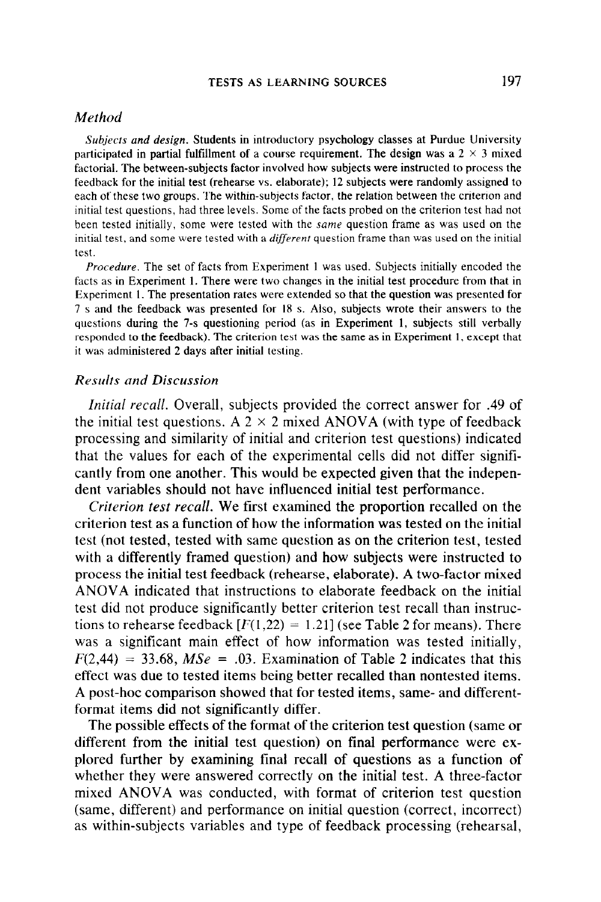### *Method*

*Subjects and design.* Students in introductory psychology classes at Purdue University participated in partial fulfillment of a course requirement. The design was a 2 × 3 mixed factorial. The between-subjects factor involved how subjects were instructed to process the feedback for the initial test (rehearse vs. elaborate); 12 subjects were randomly assigned to each of these two groups. The within-subjects factor, the relation between the criterion and initial test questions, had three levels. Some of the facts probed on the criterion test had not been tested initially, some were tested with the *same* question frame as was used on the initial test, and some were tested with a *different* question frame than was used on the initial test.

*Procedure.* The set of facts from Experiment 1 was used. Subjects initially encoded the facts as in Experiment 1. There were two changes in the initial test procedure from that in Experiment 1. The presentation rates were extended so that the question was presented for 7 s and the feedback was presented for 18 s. Also, subjects wrote their answers to the questions during the 7-s questioning period (as in Experiment 1, subjects still verbally responded to the feedback). The criterion test was the same as in Experiment 1, except that it was administered 2 days after initial testing.

### *Results and Discussion*

*Initial recall.* Overall, subjects provided the correct answer for .49 of the initial test questions. A 2 × 2 mixed ANOVA (with type of feedback processing and similarity of initial and criterion test questions) indicated that the values for each of the experimental cells did not differ significantly from one another. This would be expected given that the independent variables should not have influenced initial test performance.

*Criterion test recall.* We first examined the proportion recalled on the criterion test as a function of how the information was tested on the initial test (not tested, tested with same question as on the criterion test, tested with a differently framed question) and how subjects were instructed to process the initial test feedback (rehearse, elaborate). A two-factor mixed ANOVA indicated that instructions to elaborate feedback on the initial test did not produce significantly better criterion test recall than instructions to rehearse feedback [$F(1,22) = 1.21$] (see Table 2 for means). There was a significant main effect of how information was tested initially, $F(2,44) = 33.68$, $MSe = .03$. Examination of Table 2 indicates that this effect was due to tested items being better recalled than nontested items. A post-hoc comparison showed that for tested items, same- and different-format items did not significantly differ.

The possible effects of the format of the criterion test question (same or different from the initial test question) on final performance were explored further by examining final recall of questions as a function of whether they were answered correctly on the initial test. A three-factor mixed ANOVA was conducted, with format of criterion test question (same, different) and performance on initial question (correct, incorrect) as within-subjects variables and type of feedback processing (rehearsal,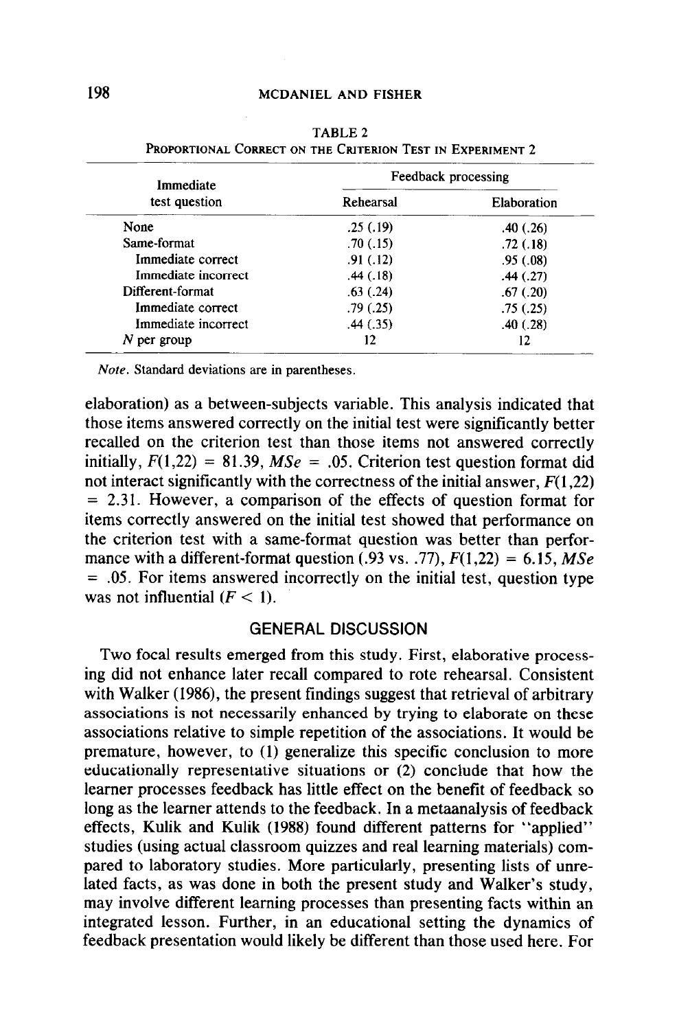TABLE 2

PROPORTIONAL CORRECT ON THE CRITERION TEST IN EXPERIMENT 2

| Immediate test question | Feedback processing | |
|---|---|---|
| | Rehearsal | Elaboration |
| None | .25 (.19) | .40 (.26) |
| Same-format | .70 (.15) | .72 (.18) |
| Immediate correct | .91 (.12) | .95 (.08) |
| Immediate incorrect | .44 (.18) | .44 (.27) |
| Different-format | .63 (.24) | .67 (.20) |
| Immediate correct | .79 (.25) | .75 (.25) |
| Immediate incorrect | .44 (.35) | .40 (.28) |
| $N$ per group | 12 | 12 |

*Note.* Standard deviations are in parentheses.

elaboration) as a between-subjects variable. This analysis indicated that those items answered correctly on the initial test were significantly better recalled on the criterion test than those items not answered correctly initially, $F(1,22) = 81.39$, $MSe = .05$. Criterion test question format did not interact significantly with the correctness of the initial answer, $F(1,22) = 2.31$. However, a comparison of the effects of question format for items correctly answered on the initial test showed that performance on the criterion test with a same-format question was better than performance with a different-format question (.93 vs. .77), $F(1,22) = 6.15$, $MSe = .05$. For items answered incorrectly on the initial test, question type was not influential ($F < 1$).

## GENERAL DISCUSSION

Two focal results emerged from this study. First, elaborative processing did not enhance later recall compared to rote rehearsal. Consistent with Walker (1986), the present findings suggest that retrieval of arbitrary associations is not necessarily enhanced by trying to elaborate on these associations relative to simple repetition of the associations. It would be premature, however, to (1) generalize this specific conclusion to more educationally representative situations or (2) conclude that how the learner processes feedback has little effect on the benefit of feedback so long as the learner attends to the feedback. In a metaanalysis of feedback effects, Kulik and Kulik (1988) found different patterns for "applied" studies (using actual classroom quizzes and real learning materials) compared to laboratory studies. More particularly, presenting lists of unrelated facts, as was done in both the present study and Walker's study, may involve different learning processes than presenting facts within an integrated lesson. Further, in an educational setting the dynamics of feedback presentation would likely be different than those used here. For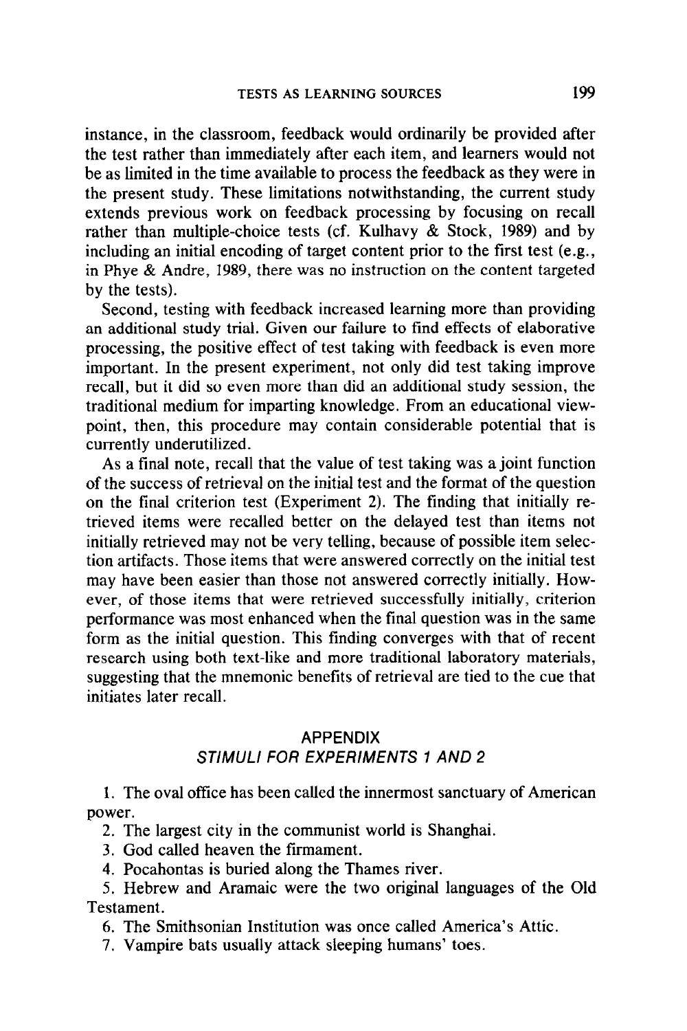instance, in the classroom, feedback would ordinarily be provided after the test rather than immediately after each item, and learners would not be as limited in the time available to process the feedback as they were in the present study. These limitations notwithstanding, the current study extends previous work on feedback processing by focusing on recall rather than multiple-choice tests (cf. Kulhavy & Stock, 1989) and by including an initial encoding of target content prior to the first test (e.g., in Phye & Andre, 1989, there was no instruction on the content targeted by the tests).

Second, testing with feedback increased learning more than providing an additional study trial. Given our failure to find effects of elaborative processing, the positive effect of test taking with feedback is even more important. In the present experiment, not only did test taking improve recall, but it did so even more than did an additional study session, the traditional medium for imparting knowledge. From an educational viewpoint, then, this procedure may contain considerable potential that is currently underutilized.

As a final note, recall that the value of test taking was a joint function of the success of retrieval on the initial test and the format of the question on the final criterion test (Experiment 2). The finding that initially retrieved items were recalled better on the delayed test than items not initially retrieved may not be very telling, because of possible item selection artifacts. Those items that were answered correctly on the initial test may have been easier than those not answered correctly initially. However, of those items that were retrieved successfully initially, criterion performance was most enhanced when the final question was in the same form as the initial question. This finding converges with that of recent research using both text-like and more traditional laboratory materials, suggesting that the mnemonic benefits of retrieval are tied to the cue that initiates later recall.

## APPENDIX

### *STIMULI FOR EXPERIMENTS 1 AND 2*

1. The oval office has been called the innermost sanctuary of American power.
2. The largest city in the communist world is Shanghai.
3. God called heaven the firmament.
4. Pocahontas is buried along the Thames river.
5. Hebrew and Aramaic were the two original languages of the Old Testament.
6. The Smithsonian Institution was once called America's Attic.
7. Vampire bats usually attack sleeping humans' toes.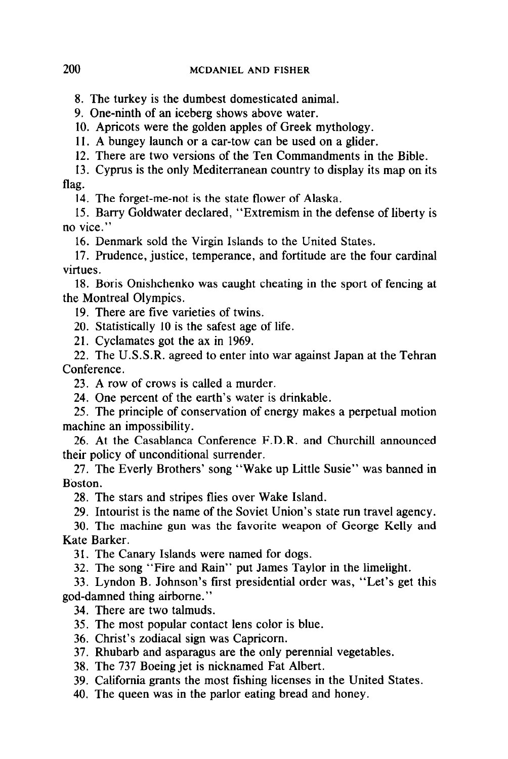8. The turkey is the dumbest domesticated animal.

9. One-ninth of an iceberg shows above water.

10. Apricots were the golden apples of Greek mythology.

11. A bungey launch or a car-tow can be used on a glider.

12. There are two versions of the Ten Commandments in the Bible.

13. Cyprus is the only Mediterranean country to display its map on its flag.

14. The forget-me-not is the state flower of Alaska.

15. Barry Goldwater declared, "Extremism in the defense of liberty is no vice."

16. Denmark sold the Virgin Islands to the United States.

17. Prudence, justice, temperance, and fortitude are the four cardinal virtues.

18. Boris Onishchenko was caught cheating in the sport of fencing at the Montreal Olympics.

19. There are five varieties of twins.

20. Statistically 10 is the safest age of life.

21. Cyclamates got the ax in 1969.

22. The U.S.S.R. agreed to enter into war against Japan at the Tehran Conference.

23. A row of crows is called a murder.

24. One percent of the earth's water is drinkable.

25. The principle of conservation of energy makes a perpetual motion machine an impossibility.

26. At the Casablanca Conference F.D.R. and Churchill announced their policy of unconditional surrender.

27. The Everly Brothers' song "Wake up Little Susie" was banned in Boston.

28. The stars and stripes flies over Wake Island.

29. Intourist is the name of the Soviet Union's state run travel agency.

30. The machine gun was the favorite weapon of George Kelly and Kate Barker.

31. The Canary Islands were named for dogs.

32. The song "Fire and Rain" put James Taylor in the limelight.

33. Lyndon B. Johnson's first presidential order was, "Let's get this god-damned thing airborne."

34. There are two talmuds.

35. The most popular contact lens color is blue.

36. Christ's zodiacal sign was Capricorn.

37. Rhubarb and asparagus are the only perennial vegetables.

38. The 737 Boeing jet is nicknamed Fat Albert.

39. California grants the most fishing licenses in the United States.

40. The queen was in the parlor eating bread and honey.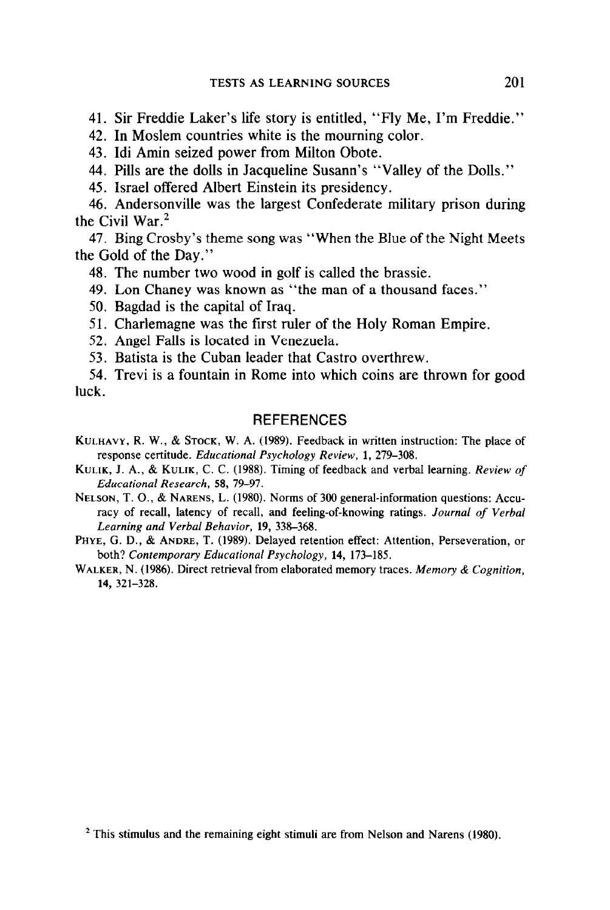41. Sir Freddie Laker's life story is entitled, "Fly Me, I'm Freddie."

42. In Moslem countries white is the mourning color.

43. Idi Amin seized power from Milton Obote.

44. Pills are the dolls in Jacqueline Susann's "Valley of the Dolls."

45. Israel offered Albert Einstein its presidency.

46. Andersonville was the largest Confederate military prison during the Civil War.[2]

47. Bing Crosby's theme song was "When the Blue of the Night Meets the Gold of the Day."

48. The number two wood in golf is called the brassie.

49. Lon Chaney was known as "the man of a thousand faces."

50. Bagdad is the capital of Iraq.

51. Charlemagne was the first ruler of the Holy Roman Empire.

52. Angel Falls is located in Venezuela.

53. Batista is the Cuban leader that Castro overthrew.

54. Trevi is a fountain in Rome into which coins are thrown for good luck.

## REFERENCES

Kulhavy, R. W., & Stock, W. A. (1989). Feedback in written instruction: The place of response certitude. *Educational Psychology Review*, **1**, 279–308.

Kulik, J. A., & Kulik, C. C. (1988). Timing of feedback and verbal learning. *Review of Educational Research*, **58**, 79–97.

Nelson, T. O., & Narens, L. (1980). Norms of 300 general-information questions: Accuracy of recall, latency of recall, and feeling-of-knowing ratings. *Journal of Verbal Learning and Verbal Behavior*, **19**, 338–368.

Phye, G. D., & Andre, T. (1989). Delayed retention effect: Attention, Perseveration, or both? *Contemporary Educational Psychology*, **14**, 173–185.

Walker, N. (1986). Direct retrieval from elaborated memory traces. *Memory & Cognition*, **14**, 321–328.

[2] This stimulus and the remaining eight stimuli are from Nelson and Narens (1980).